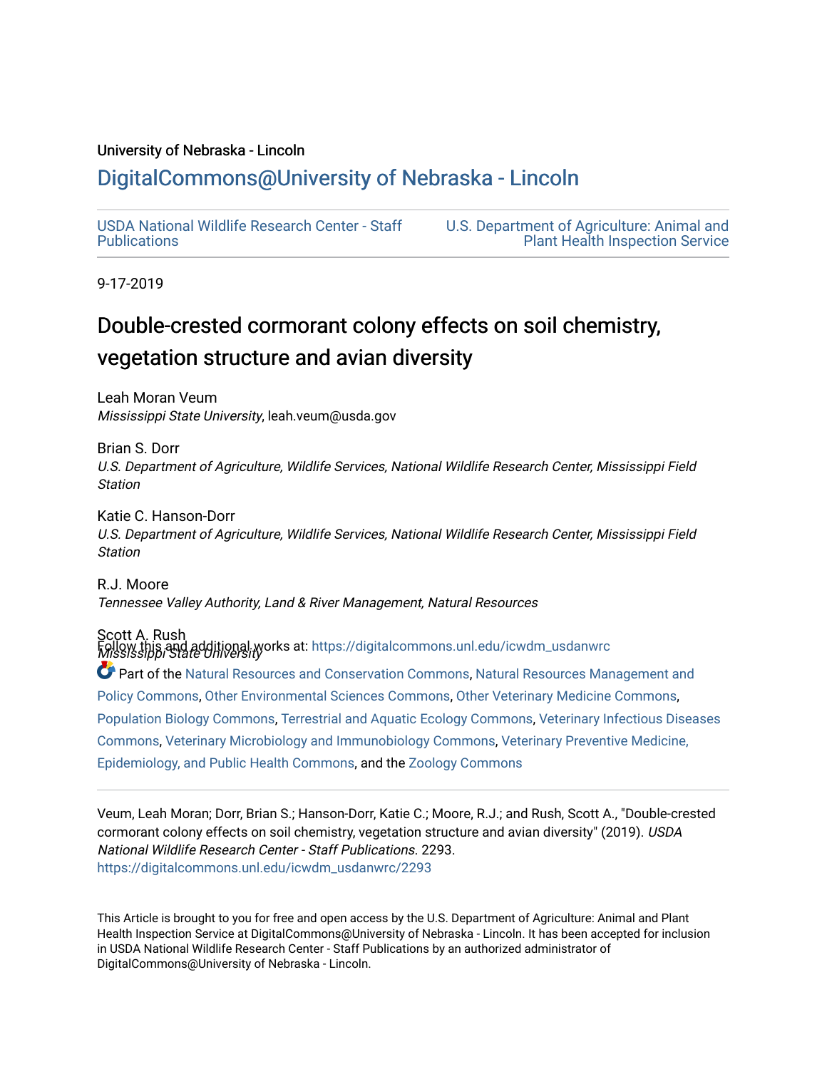University of Nebraska - Lincoln

## DigitalCommons@University of Nebraska - Lincoln

USDA National Wildlife Research Center - Staff Publications

U.S. Department of Agriculture: Animal and Plant Health Inspection Service

9-17-2019

# Double-crested cormorant colony effects on soil chemistry, vegetation structure and avian diversity

Leah Moran Veum
*Mississippi State University*, leah.veum@usda.gov

Brian S. Dorr
*U.S. Department of Agriculture, Wildlife Services, National Wildlife Research Center, Mississippi Field Station*

Katie C. Hanson-Dorr
*U.S. Department of Agriculture, Wildlife Services, National Wildlife Research Center, Mississippi Field Station*

R.J. Moore
*Tennessee Valley Authority, Land & River Management, Natural Resources*

Scott A. Rush
*Mississippi State University*

Follow this and additional works at: https://digitalcommons.unl.edu/icwdm_usdanwrc

Part of the Natural Resources and Conservation Commons, Natural Resources Management and Policy Commons, Other Environmental Sciences Commons, Other Veterinary Medicine Commons, Population Biology Commons, Terrestrial and Aquatic Ecology Commons, Veterinary Infectious Diseases Commons, Veterinary Microbiology and Immunobiology Commons, Veterinary Preventive Medicine, Epidemiology, and Public Health Commons, and the Zoology Commons

Veum, Leah Moran; Dorr, Brian S.; Hanson-Dorr, Katie C.; Moore, R.J.; and Rush, Scott A., "Double-crested cormorant colony effects on soil chemistry, vegetation structure and avian diversity" (2019). *USDA National Wildlife Research Center - Staff Publications*. 2293.
https://digitalcommons.unl.edu/icwdm_usdanwrc/2293

This Article is brought to you for free and open access by the U.S. Department of Agriculture: Animal and Plant Health Inspection Service at DigitalCommons@University of Nebraska - Lincoln. It has been accepted for inclusion in USDA National Wildlife Research Center - Staff Publications by an authorized administrator of DigitalCommons@University of Nebraska - Lincoln.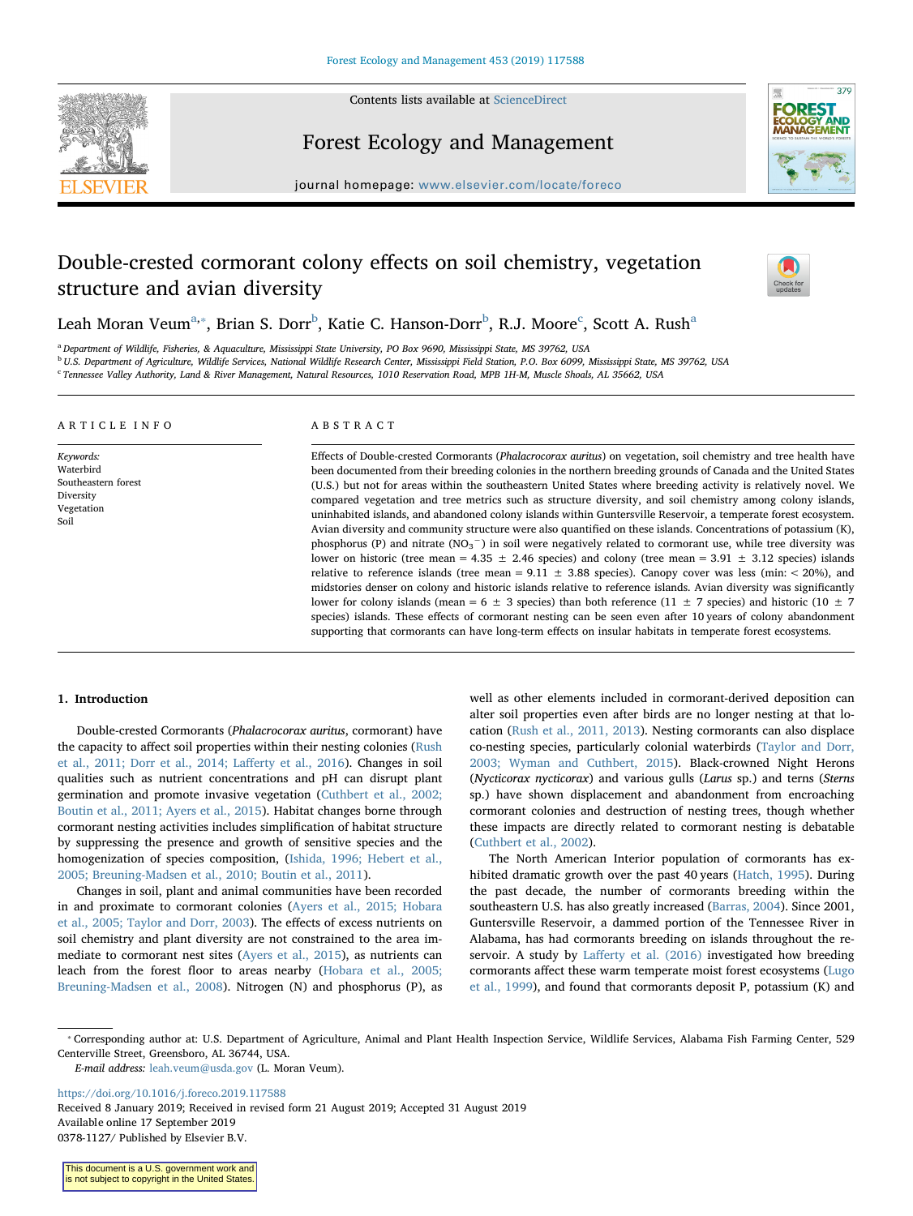# Double-crested cormorant colony effects on soil chemistry, vegetation structure and avian diversity

Leah Moran Veum[a,*], Brian S. Dorr[b], Katie C. Hanson-Dorr[b], R.J. Moore[c], Scott A. Rush[a]

[a] Department of Wildlife, Fisheries, & Aquaculture, Mississippi State University, PO Box 9690, Mississippi State, MS 39762, USA

[b] U.S. Department of Agriculture, Wildlife Services, National Wildlife Research Center, Mississippi Field Station, P.O. Box 6099, Mississippi State, MS 39762, USA

[c] Tennessee Valley Authority, Land & River Management, Natural Resources, 1010 Reservation Road, MPB 1H-M, Muscle Shoals, AL 35662, USA

## ARTICLE INFO

*Keywords:*
Waterbird
Southeastern forest
Diversity
Vegetation
Soil

## ABSTRACT

Effects of Double-crested Cormorants (*Phalacrocorax auritus*) on vegetation, soil chemistry and tree health have been documented from their breeding colonies in the northern breeding grounds of Canada and the United States (U.S.) but not for areas within the southeastern United States where breeding activity is relatively novel. We compared vegetation and tree metrics such as structure diversity, and soil chemistry among colony islands, uninhabited islands, and abandoned colony islands within Guntersville Reservoir, a temperate forest ecosystem. Avian diversity and community structure were also quantified on these islands. Concentrations of potassium (K), phosphorus (P) and nitrate ($NO_3^-$) in soil were negatively related to cormorant use, while tree diversity was lower on historic (tree mean = 4.35 ± 2.46 species) and colony (tree mean = 3.91 ± 3.12 species) islands relative to reference islands (tree mean = 9.11 ± 3.88 species). Canopy cover was less (min: < 20%), and midstories denser on colony and historic islands relative to reference islands. Avian diversity was significantly lower for colony islands (mean = 6 ± 3 species) than both reference (11 ± 7 species) and historic (10 ± 7 species) islands. These effects of cormorant nesting can be seen even after 10 years of colony abandonment supporting that cormorants can have long-term effects on insular habitats in temperate forest ecosystems.

## 1. Introduction

Double-crested Cormorants (*Phalacrocorax auritus*, cormorant) have the capacity to affect soil properties within their nesting colonies (Rush et al., 2011; Dorr et al., 2014; Lafferty et al., 2016). Changes in soil qualities such as nutrient concentrations and pH can disrupt plant germination and promote invasive vegetation (Cuthbert et al., 2002; Boutin et al., 2011; Ayers et al., 2015). Habitat changes borne through cormorant nesting activities includes simplification of habitat structure by suppressing the presence and growth of sensitive species and the homogenization of species composition, (Ishida, 1996; Hebert et al., 2005; Breuning-Madsen et al., 2010; Boutin et al., 2011).

Changes in soil, plant and animal communities have been recorded in and proximate to cormorant colonies (Ayers et al., 2015; Hobara et al., 2005; Taylor and Dorr, 2003). The effects of excess nutrients on soil chemistry and plant diversity are not constrained to the area immediate to cormorant nest sites (Ayers et al., 2015), as nutrients can leach from the forest floor to areas nearby (Hobara et al., 2005; Breuning-Madsen et al., 2008). Nitrogen (N) and phosphorus (P), as well as other elements included in cormorant-derived deposition can alter soil properties even after birds are no longer nesting at that location (Rush et al., 2011, 2013). Nesting cormorants can also displace co-nesting species, particularly colonial waterbirds (Taylor and Dorr, 2003; Wyman and Cuthbert, 2015). Black-crowned Night Herons (*Nycticorax nycticorax*) and various gulls (*Larus* sp.) and terns (*Sterns* sp.) have shown displacement and abandonment from encroaching cormorant colonies and destruction of nesting trees, though whether these impacts are directly related to cormorant nesting is debatable (Cuthbert et al., 2002).

The North American Interior population of cormorants has exhibited dramatic growth over the past 40 years (Hatch, 1995). During the past decade, the number of cormorants breeding within the southeastern U.S. has also greatly increased (Barras, 2004). Since 2001, Guntersville Reservoir, a dammed portion of the Tennessee River in Alabama, has had cormorants breeding on islands throughout the reservoir. A study by Lafferty et al. (2016) investigated how breeding cormorants affect these warm temperate moist forest ecosystems (Lugo et al., 1999), and found that cormorants deposit P, potassium (K) and

---

* Corresponding author at: U.S. Department of Agriculture, Animal and Plant Health Inspection Service, Wildlife Services, Alabama Fish Farming Center, 529 Centerville Street, Greensboro, AL 36744, USA.

*E-mail address:* leah.veum@usda.gov (L. Moran Veum).

https://doi.org/10.1016/j.foreco.2019.117588

Received 8 January 2019; Received in revised form 21 August 2019; Accepted 31 August 2019

Available online 17 September 2019

0378-1127/ Published by Elsevier B.V.

This document is a U.S. government work and is not subject to copyright in the United States.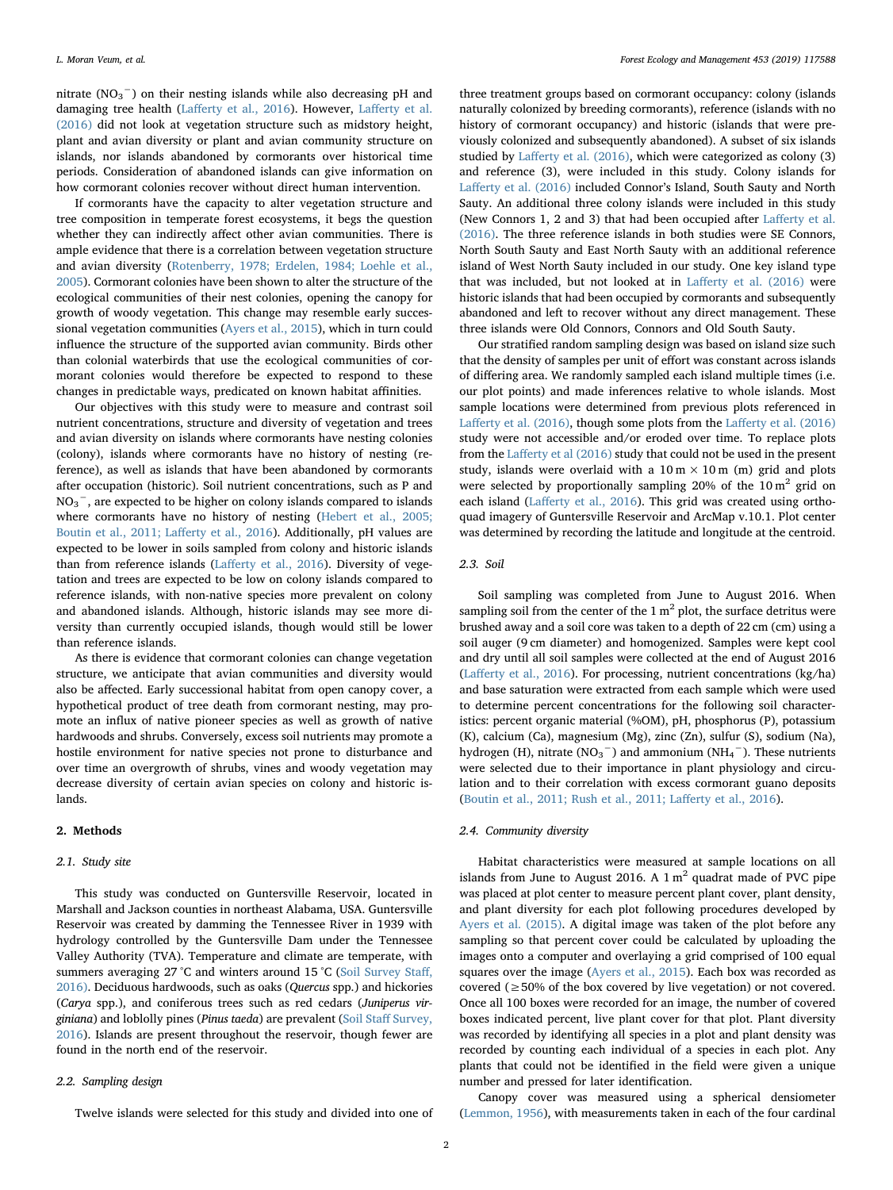nitrate ($NO_3^-$) on their nesting islands while also decreasing pH and damaging tree health (Lafferty et al., 2016). However, Lafferty et al. (2016) did not look at vegetation structure such as midstory height, plant and avian diversity or plant and avian community structure on islands, nor islands abandoned by cormorants over historical time periods. Consideration of abandoned islands can give information on how cormorant colonies recover without direct human intervention.

If cormorants have the capacity to alter vegetation structure and tree composition in temperate forest ecosystems, it begs the question whether they can indirectly affect other avian communities. There is ample evidence that there is a correlation between vegetation structure and avian diversity (Rotenberry, 1978; Erdelen, 1984; Loehle et al., 2005). Cormorant colonies have been shown to alter the structure of the ecological communities of their nest colonies, opening the canopy for growth of woody vegetation. This change may resemble early successional vegetation communities (Ayers et al., 2015), which in turn could influence the structure of the supported avian community. Birds other than colonial waterbirds that use the ecological communities of cormorant colonies would therefore be expected to respond to these changes in predictable ways, predicated on known habitat affinities.

Our objectives with this study were to measure and contrast soil nutrient concentrations, structure and diversity of vegetation and trees and avian diversity on islands where cormorants have nesting colonies (colony), islands where cormorants have no history of nesting (reference), as well as islands that have been abandoned by cormorants after occupation (historic). Soil nutrient concentrations, such as P and $NO_3^-$, are expected to be higher on colony islands compared to islands where cormorants have no history of nesting (Hebert et al., 2005; Boutin et al., 2011; Lafferty et al., 2016). Additionally, pH values are expected to be lower in soils sampled from colony and historic islands than from reference islands (Lafferty et al., 2016). Diversity of vegetation and trees are expected to be low on colony islands compared to reference islands, with non-native species more prevalent on colony and abandoned islands. Although, historic islands may see more diversity than currently occupied islands, though would still be lower than reference islands.

As there is evidence that cormorant colonies can change vegetation structure, we anticipate that avian communities and diversity would also be affected. Early successional habitat from open canopy cover, a hypothetical product of tree death from cormorant nesting, may promote an influx of native pioneer species as well as growth of native hardwoods and shrubs. Conversely, excess soil nutrients may promote a hostile environment for native species not prone to disturbance and over time an overgrowth of shrubs, vines and woody vegetation may decrease diversity of certain avian species on colony and historic islands.

## 2. Methods

### 2.1. Study site

This study was conducted on Guntersville Reservoir, located in Marshall and Jackson counties in northeast Alabama, USA. Guntersville Reservoir was created by damming the Tennessee River in 1939 with hydrology controlled by the Guntersville Dam under the Tennessee Valley Authority (TVA). Temperature and climate are temperate, with summers averaging 27 °C and winters around 15 °C (Soil Survey Staff, 2016). Deciduous hardwoods, such as oaks (*Quercus* spp.) and hickories (*Carya* spp.), and coniferous trees such as red cedars (*Juniperus virginiana*) and loblolly pines (*Pinus taeda*) are prevalent (Soil Staff Survey, 2016). Islands are present throughout the reservoir, though fewer are found in the north end of the reservoir.

### 2.2. Sampling design

Twelve islands were selected for this study and divided into one of three treatment groups based on cormorant occupancy: colony (islands naturally colonized by breeding cormorants), reference (islands with no history of cormorant occupancy) and historic (islands that were previously colonized and subsequently abandoned). A subset of six islands studied by Lafferty et al. (2016), which were categorized as colony (3) and reference (3), were included in this study. Colony islands for Lafferty et al. (2016) included Connor's Island, South Sauty and North Sauty. An additional three colony islands were included in this study (New Connors 1, 2 and 3) that had been occupied after Lafferty et al. (2016). The three reference islands in both studies were SE Connors, North South Sauty and East North Sauty with an additional reference island of West North Sauty included in our study. One key island type that was included, but not looked at in Lafferty et al. (2016) were historic islands that had been occupied by cormorants and subsequently abandoned and left to recover without any direct management. These three islands were Old Connors, Connors and Old South Sauty.

Our stratified random sampling design was based on island size such that the density of samples per unit of effort was constant across islands of differing area. We randomly sampled each island multiple times (i.e. our plot points) and made inferences relative to whole islands. Most sample locations were determined from previous plots referenced in Lafferty et al. (2016), though some plots from the Lafferty et al. (2016) study were not accessible and/or eroded over time. To replace plots from the Lafferty et al (2016) study that could not be used in the present study, islands were overlaid with a 10 m × 10 m (m) grid and plots were selected by proportionally sampling 20% of the 10 $m^2$ grid on each island (Lafferty et al., 2016). This grid was created using orthoquad imagery of Guntersville Reservoir and ArcMap v.10.1. Plot center was determined by recording the latitude and longitude at the centroid.

### 2.3. Soil

Soil sampling was completed from June to August 2016. When sampling soil from the center of the 1 $m^2$ plot, the surface detritus were brushed away and a soil core was taken to a depth of 22 cm (cm) using a soil auger (9 cm diameter) and homogenized. Samples were kept cool and dry until all soil samples were collected at the end of August 2016 (Lafferty et al., 2016). For processing, nutrient concentrations (kg/ha) and base saturation were extracted from each sample which were used to determine percent concentrations for the following soil characteristics: percent organic material (%OM), pH, phosphorus (P), potassium (K), calcium (Ca), magnesium (Mg), zinc (Zn), sulfur (S), sodium (Na), hydrogen (H), nitrate ($NO_3^-$) and ammonium ($NH_4^-$). These nutrients were selected due to their importance in plant physiology and circulation and to their correlation with excess cormorant guano deposits (Boutin et al., 2011; Rush et al., 2011; Lafferty et al., 2016).

### 2.4. Community diversity

Habitat characteristics were measured at sample locations on all islands from June to August 2016. A 1 $m^2$ quadrat made of PVC pipe was placed at plot center to measure percent plant cover, plant density, and plant diversity for each plot following procedures developed by Ayers et al. (2015). A digital image was taken of the plot before any sampling so that percent cover could be calculated by uploading the images onto a computer and overlaying a grid comprised of 100 equal squares over the image (Ayers et al., 2015). Each box was recorded as covered (≥50% of the box covered by live vegetation) or not covered. Once all 100 boxes were recorded for an image, the number of covered boxes indicated percent, live plant cover for that plot. Plant diversity was recorded by identifying all species in a plot and plant density was recorded by counting each individual of a species in each plot. Any plants that could not be identified in the field were given a unique number and pressed for later identification.

Canopy cover was measured using a spherical densiometer (Lemmon, 1956), with measurements taken in each of the four cardinal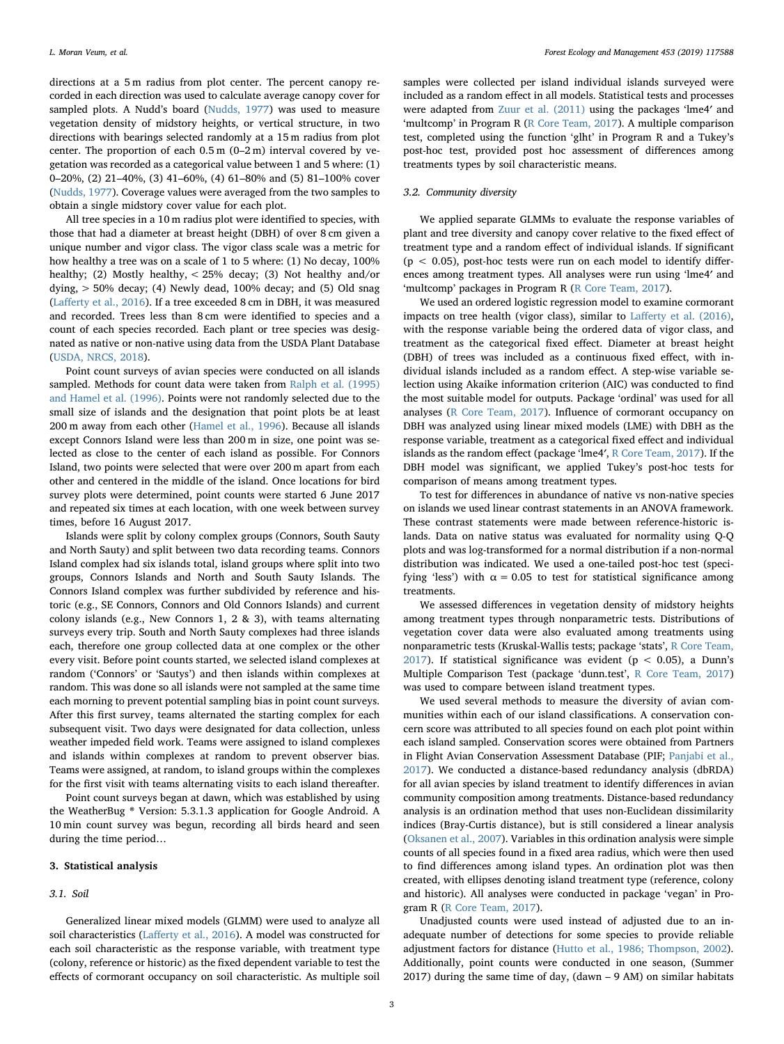directions at a 5 m radius from plot center. The percent canopy recorded in each direction was used to calculate average canopy cover for sampled plots. A Nudd's board (Nudds, 1977) was used to measure vegetation density of midstory heights, or vertical structure, in two directions with bearings selected randomly at a 15 m radius from plot center. The proportion of each 0.5 m (0–2 m) interval covered by vegetation was recorded as a categorical value between 1 and 5 where: (1) 0–20%, (2) 21–40%, (3) 41–60%, (4) 61–80% and (5) 81–100% cover (Nudds, 1977). Coverage values were averaged from the two samples to obtain a single midstory cover value for each plot.

All tree species in a 10 m radius plot were identified to species, with those that had a diameter at breast height (DBH) of over 8 cm given a unique number and vigor class. The vigor class scale was a metric for how healthy a tree was on a scale of 1 to 5 where: (1) No decay, 100% healthy; (2) Mostly healthy, < 25% decay; (3) Not healthy and/or dying, > 50% decay; (4) Newly dead, 100% decay; and (5) Old snag (Lafferty et al., 2016). If a tree exceeded 8 cm in DBH, it was measured and recorded. Trees less than 8 cm were identified to species and a count of each species recorded. Each plant or tree species was designated as native or non-native using data from the USDA Plant Database (USDA, NRCS, 2018).

Point count surveys of avian species were conducted on all islands sampled. Methods for count data were taken from Ralph et al. (1995) and Hamel et al. (1996). Points were not randomly selected due to the small size of islands and the designation that point plots be at least 200 m away from each other (Hamel et al., 1996). Because all islands except Connors Island were less than 200 m in size, one point was selected as close to the center of each island as possible. For Connors Island, two points were selected that were over 200 m apart from each other and centered in the middle of the island. Once locations for bird survey plots were determined, point counts were started 6 June 2017 and repeated six times at each location, with one week between survey times, before 16 August 2017.

Islands were split by colony complex groups (Connors, South Sauty and North Sauty) and split between two data recording teams. Connors Island complex had six islands total, island groups where split into two groups, Connors Islands and North and South Sauty Islands. The Connors Island complex was further subdivided by reference and historic (e.g., SE Connors, Connors and Old Connors Islands) and current colony islands (e.g., New Connors 1, 2 & 3), with teams alternating surveys every trip. South and North Sauty complexes had three islands each, therefore one group collected data at one complex or the other every visit. Before point counts started, we selected island complexes at random ('Connors' or 'Sautys') and then islands within complexes at random. This was done so all islands were not sampled at the same time each morning to prevent potential sampling bias in point count surveys. After this first survey, teams alternated the starting complex for each subsequent visit. Two days were designated for data collection, unless weather impeded field work. Teams were assigned to island complexes and islands within complexes at random to prevent observer bias. Teams were assigned, at random, to island groups within the complexes for the first visit with teams alternating visits to each island thereafter.

Point count surveys began at dawn, which was established by using the WeatherBug ® Version: 5.3.1.3 application for Google Android. A 10 min count survey was begun, recording all birds heard and seen during the time period…

## 3. Statistical analysis

### 3.1. Soil

Generalized linear mixed models (GLMM) were used to analyze all soil characteristics (Lafferty et al., 2016). A model was constructed for each soil characteristic as the response variable, with treatment type (colony, reference or historic) as the fixed dependent variable to test the effects of cormorant occupancy on soil characteristic. As multiple soil samples were collected per island individual islands surveyed were included as a random effect in all models. Statistical tests and processes were adapted from Zuur et al. (2011) using the packages 'lme4' and 'multcomp' in Program R (R Core Team, 2017). A multiple comparison test, completed using the function 'glht' in Program R and a Tukey's post-hoc test, provided post hoc assessment of differences among treatments types by soil characteristic means.

### 3.2. Community diversity

We applied separate GLMMs to evaluate the response variables of plant and tree diversity and canopy cover relative to the fixed effect of treatment type and a random effect of individual islands. If significant ($p < 0.05$), post-hoc tests were run on each model to identify differences among treatment types. All analyses were run using 'lme4' and 'multcomp' packages in Program R (R Core Team, 2017).

We used an ordered logistic regression model to examine cormorant impacts on tree health (vigor class), similar to Lafferty et al. (2016), with the response variable being the ordered data of vigor class, and treatment as the categorical fixed effect. Diameter at breast height (DBH) of trees was included as a continuous fixed effect, with individual islands included as a random effect. A step-wise variable selection using Akaike information criterion (AIC) was conducted to find the most suitable model for outputs. Package 'ordinal' was used for all analyses (R Core Team, 2017). Influence of cormorant occupancy on DBH was analyzed using linear mixed models (LME) with DBH as the response variable, treatment as a categorical fixed effect and individual islands as the random effect (package 'lme4', R Core Team, 2017). If the DBH model was significant, we applied Tukey's post-hoc tests for comparison of means among treatment types.

To test for differences in abundance of native vs non-native species on islands we used linear contrast statements in an ANOVA framework. These contrast statements were made between reference-historic islands. Data on native status was evaluated for normality using Q-Q plots and was log-transformed for a normal distribution if a non-normal distribution was indicated. We used a one-tailed post-hoc test (specifying 'less') with $\alpha = 0.05$ to test for statistical significance among treatments.

We assessed differences in vegetation density of midstory heights among treatment types through nonparametric tests. Distributions of vegetation cover data were also evaluated among treatments using nonparametric tests (Kruskal-Wallis tests; package 'stats', R Core Team, 2017). If statistical significance was evident ($p < 0.05$), a Dunn's Multiple Comparison Test (package 'dunn.test', R Core Team, 2017) was used to compare between island treatment types.

We used several methods to measure the diversity of avian communities within each of our island classifications. A conservation concern score was attributed to all species found on each plot point within each island sampled. Conservation scores were obtained from Partners in Flight Avian Conservation Assessment Database (PIF; Panjabi et al., 2017). We conducted a distance-based redundancy analysis (dbRDA) for all avian species by island treatment to identify differences in avian community composition among treatments. Distance-based redundancy analysis is an ordination method that uses non-Euclidean dissimilarity indices (Bray-Curtis distance), but is still considered a linear analysis (Oksanen et al., 2007). Variables in this ordination analysis were simple counts of all species found in a fixed area radius, which were then used to find differences among island types. An ordination plot was then created, with ellipses denoting island treatment type (reference, colony and historic). All analyses were conducted in package 'vegan' in Program R (R Core Team, 2017).

Unadjusted counts were used instead of adjusted due to an inadequate number of detections for some species to provide reliable adjustment factors for distance (Hutto et al., 1986; Thompson, 2002). Additionally, point counts were conducted in one season, (Summer 2017) during the same time of day, (dawn – 9 AM) on similar habitats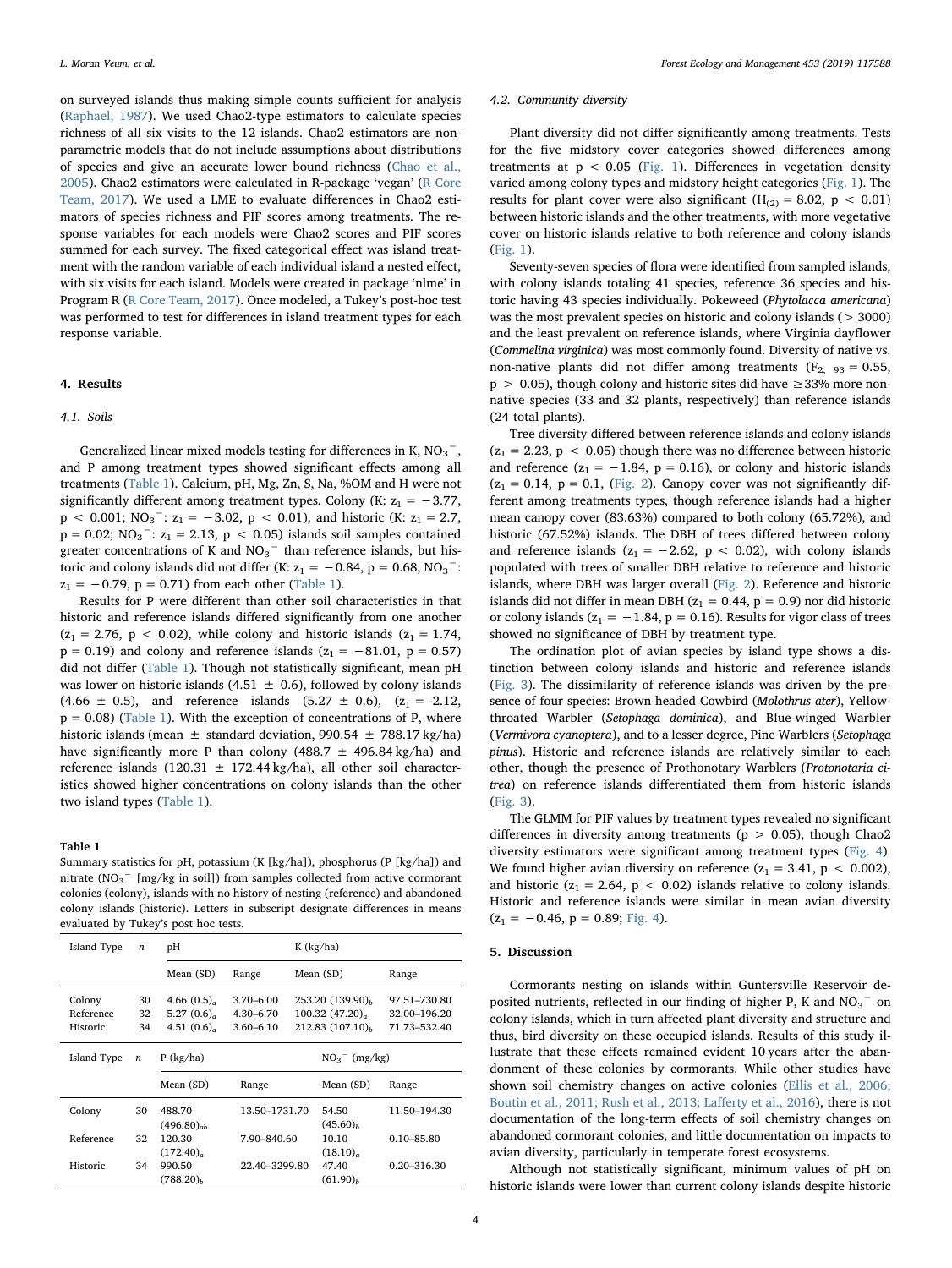on surveyed islands thus making simple counts sufficient for analysis (Raphael, 1987). We used Chao2-type estimators to calculate species richness of all six visits to the 12 islands. Chao2 estimators are non-parametric models that do not include assumptions about distributions of species and give an accurate lower bound richness (Chao et al., 2005). Chao2 estimators were calculated in R-package 'vegan' (R Core Team, 2017). We used a LME to evaluate differences in Chao2 estimators of species richness and PIF scores among treatments. The response variables for each models were Chao2 scores and PIF scores summed for each survey. The fixed categorical effect was island treatment with the random variable of each individual island a nested effect, with six visits for each island. Models were created in package 'nlme' in Program R (R Core Team, 2017). Once modeled, a Tukey's post-hoc test was performed to test for differences in island treatment types for each response variable.

## 4. Results

### 4.1. Soils

Generalized linear mixed models testing for differences in K, $NO_3^-$, and P among treatment types showed significant effects among all treatments (Table 1). Calcium, pH, Mg, Zn, S, Na, %OM and H were not significantly different among treatment types. Colony (K: $z_1 = -3.77$, $p < 0.001$; $NO_3^-$: $z_1 = -3.02$, $p < 0.01$), and historic (K: $z_1 = 2.7$, $p = 0.02$; $NO_3^-$: $z_1 = 2.13$, $p < 0.05$) islands soil samples contained greater concentrations of K and $NO_3^-$ than reference islands, but historic and colony islands did not differ (K: $z_1 = -0.84$, $p = 0.68$; $NO_3^-$: $z_1 = -0.79$, $p = 0.71$) from each other (Table 1).

Results for P were different than other soil characteristics in that historic and reference islands differed significantly from one another ($z_1 = 2.76$, $p < 0.02$), while colony and historic islands ($z_1 = 1.74$, $p = 0.19$) and colony and reference islands ($z_1 = -81.01$, $p = 0.57$) did not differ (Table 1). Though not statistically significant, mean pH was lower on historic islands (4.51 ± 0.6), followed by colony islands (4.66 ± 0.5), and reference islands (5.27 ± 0.6), ($z_1 = -2.12$, $p = 0.08$) (Table 1). With the exception of concentrations of P, where historic islands (mean ± standard deviation, 990.54 ± 788.17 kg/ha) have significantly more P than colony (488.7 ± 496.84 kg/ha) and reference islands (120.31 ± 172.44 kg/ha), all other soil characteristics showed higher concentrations on colony islands than the other two island types (Table 1).

**Table 1**
Summary statistics for pH, potassium (K [kg/ha]), phosphorus (P [kg/ha]) and nitrate ($NO_3^-$ [mg/kg in soil]) from samples collected from active cormorant colonies (colony), islands with no history of nesting (reference) and abandoned colony islands (historic). Letters in subscript designate differences in means evaluated by Tukey's post hoc tests.

| Island Type | n | pH | | K (kg/ha) | |
|---|---|---|---|---|---|
| | | Mean (SD) | Range | Mean (SD) | Range |
| Colony | 30 | 4.66 (0.5)$_a$ | 3.70–6.00 | 253.20 (139.90)$_b$ | 97.51–730.80 |
| Reference | 32 | 5.27 (0.6)$_a$ | 4.30–6.70 | 100.32 (47.20)$_a$ | 32.00–196.20 |
| Historic | 34 | 4.51 (0.6)$_a$ | 3.60–6.10 | 212.83 (107.10)$_b$ | 71.73–532.40 |

| Island Type | n | P (kg/ha) | | $NO_3^-$ (mg/kg) | |
|---|---|---|---|---|---|
| | | Mean (SD) | Range | Mean (SD) | Range |
| Colony | 30 | 488.70 (496.80)$_{ab}$ | 13.50–1731.70 | 54.50 (45.60)$_b$ | 11.50–194.30 |
| Reference | 32 | 120.30 (172.40)$_a$ | 7.90–840.60 | 10.10 (18.10)$_a$ | 0.10–85.80 |
| Historic | 34 | 990.50 (788.20)$_b$ | 22.40–3299.80 | 47.40 (61.90)$_b$ | 0.20–316.30 |

### 4.2. Community diversity

Plant diversity did not differ significantly among treatments. Tests for the five midstory cover categories showed differences among treatments at $p < 0.05$ (Fig. 1). Differences in vegetation density varied among colony types and midstory height categories (Fig. 1). The results for plant cover were also significant ($H_{(2)} = 8.02$, $p < 0.01$) between historic islands and the other treatments, with more vegetative cover on historic islands relative to both reference and colony islands (Fig. 1).

Seventy-seven species of flora were identified from sampled islands, with colony islands totaling 41 species, reference 36 species and historic having 43 species individually. Pokeweed (*Phytolacca americana*) was the most prevalent species on historic and colony islands (> 3000) and the least prevalent on reference islands, where Virginia dayflower (*Commelina virginica*) was most commonly found. Diversity of native vs. non-native plants did not differ among treatments ($F_{2,\ 93} = 0.55$, $p > 0.05$), though colony and historic sites did have ≥33% more non-native species (33 and 32 plants, respectively) than reference islands (24 total plants).

Tree diversity differed between reference islands and colony islands ($z_1 = 2.23$, $p < 0.05$) though there was no difference between historic and reference ($z_1 = -1.84$, $p = 0.16$), or colony and historic islands ($z_1 = 0.14$, $p = 0.1$, (Fig. 2). Canopy cover was not significantly different among treatments types, though reference islands had a higher mean canopy cover (83.63%) compared to both colony (65.72%), and historic (67.52%) islands. The DBH of trees differed between colony and reference islands ($z_1 = -2.62$, $p < 0.02$), with colony islands populated with trees of smaller DBH relative to reference and historic islands, where DBH was larger overall (Fig. 2). Reference and historic islands did not differ in mean DBH ($z_1 = 0.44$, $p = 0.9$) nor did historic or colony islands ($z_1 = -1.84$, $p = 0.16$). Results for vigor class of trees showed no significance of DBH by treatment type.

The ordination plot of avian species by island type shows a distinction between colony islands and historic and reference islands (Fig. 3). The dissimilarity of reference islands was driven by the presence of four species: Brown-headed Cowbird (*Molothrus ater*), Yellow-throated Warbler (*Setophaga dominica*), and Blue-winged Warbler (*Vermivora cyanoptera*), and to a lesser degree, Pine Warblers (*Setophaga pinus*). Historic and reference islands are relatively similar to each other, though the presence of Prothonotary Warblers (*Protonotaria citrea*) on reference islands differentiated them from historic islands (Fig. 3).

The GLMM for PIF values by treatment types revealed no significant differences in diversity among treatments ($p > 0.05$), though Chao2 diversity estimators were significant among treatment types (Fig. 4). We found higher avian diversity on reference ($z_1 = 3.41$, $p < 0.002$), and historic ($z_1 = 2.64$, $p < 0.02$) islands relative to colony islands. Historic and reference islands were similar in mean avian diversity ($z_1 = -0.46$, $p = 0.89$; Fig. 4).

## 5. Discussion

Cormorants nesting on islands within Guntersville Reservoir deposited nutrients, reflected in our finding of higher P, K and $NO_3^-$ on colony islands, which in turn affected plant diversity and structure and thus, bird diversity on these occupied islands. Results of this study illustrate that these effects remained evident 10 years after the abandonment of these colonies by cormorants. While other studies have shown soil chemistry changes on active colonies (Ellis et al., 2006; Boutin et al., 2011; Rush et al., 2013; Lafferty et al., 2016), there is not documentation of the long-term effects of soil chemistry changes on abandoned cormorant colonies, and little documentation on impacts to avian diversity, particularly in temperate forest ecosystems.

Although not statistically significant, minimum values of pH on historic islands were lower than current colony islands despite historic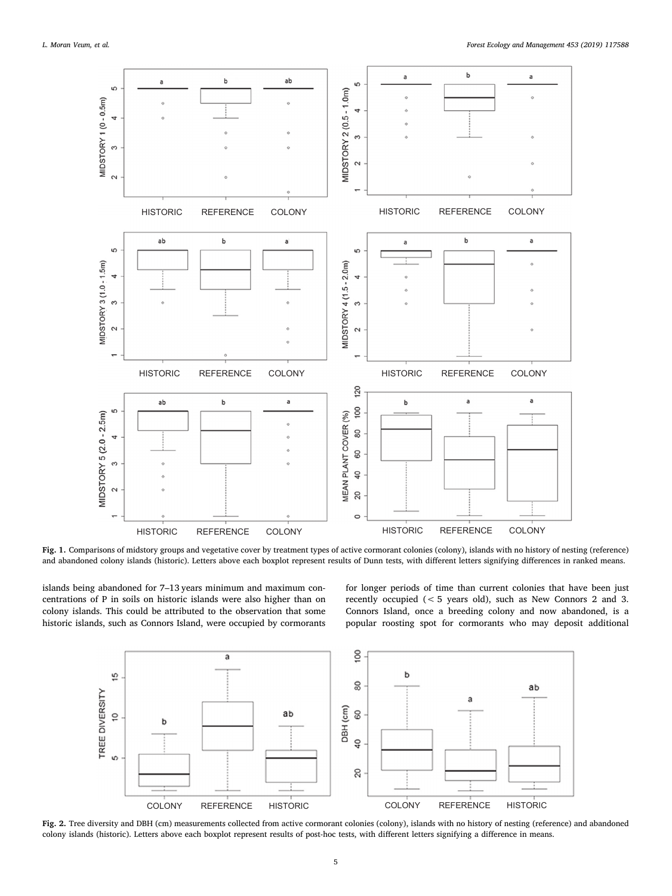Fig. 1. Comparisons of midstory groups and vegetative cover by treatment types of active cormorant colonies (colony), islands with no history of nesting (reference) and abandoned colony islands (historic). Letters above each boxplot represent results of Dunn tests, with different letters signifying differences in ranked means.

islands being abandoned for 7–13 years minimum and maximum concentrations of P in soils on historic islands were also higher than on colony islands. This could be attributed to the observation that some historic islands, such as Connors Island, were occupied by cormorants for longer periods of time than current colonies that have been just recently occupied (< 5 years old), such as New Connors 2 and 3. Connors Island, once a breeding colony and now abandoned, is a popular roosting spot for cormorants who may deposit additional

Fig. 2. Tree diversity and DBH (cm) measurements collected from active cormorant colonies (colony), islands with no history of nesting (reference) and abandoned colony islands (historic). Letters above each boxplot represent results of post-hoc tests, with different letters signifying a difference in means.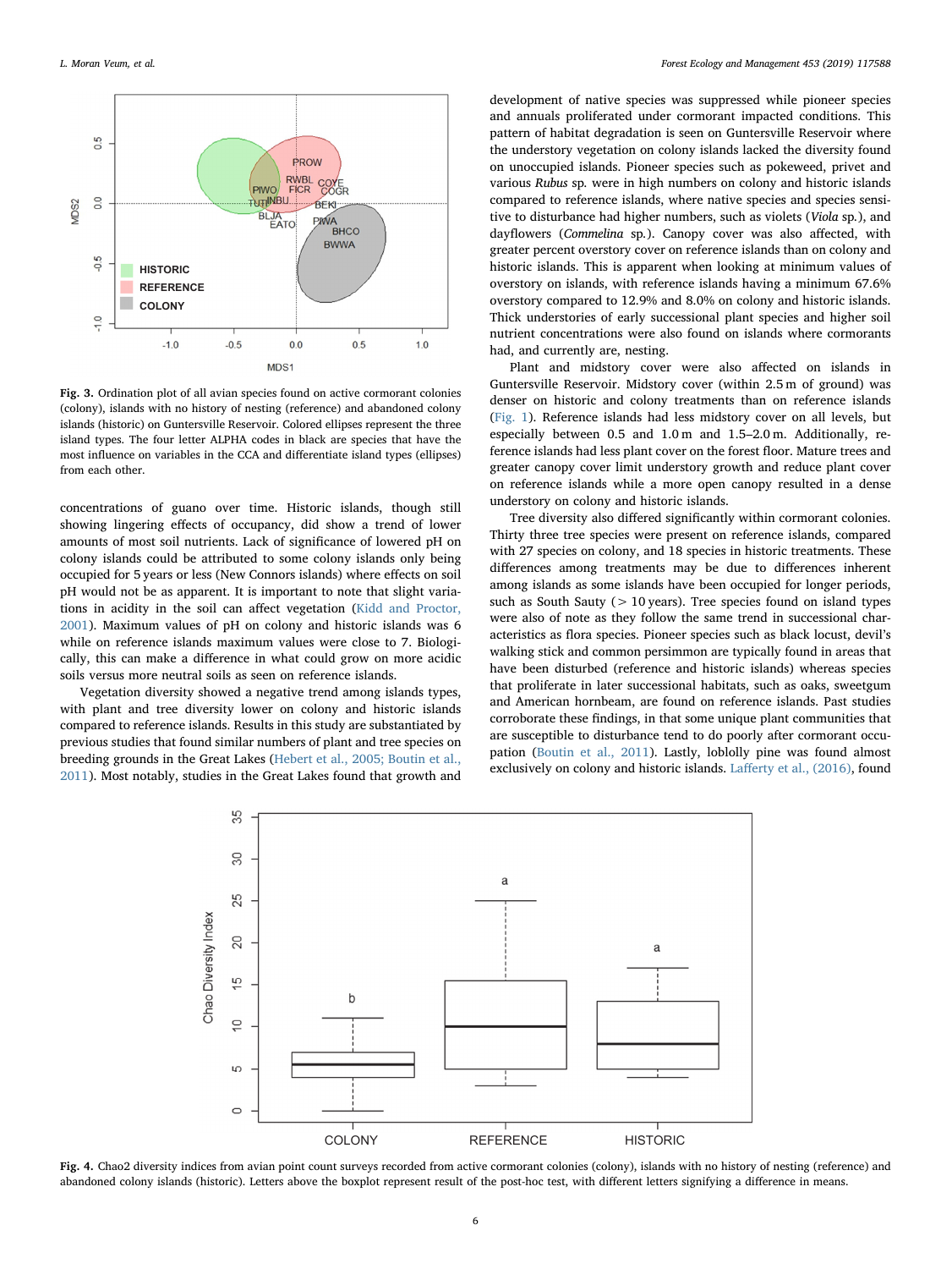Fig. 3. Ordination plot of all avian species found on active cormorant colonies (colony), islands with no history of nesting (reference) and abandoned colony islands (historic) on Guntersville Reservoir. Colored ellipses represent the three island types. The four letter ALPHA codes in black are species that have the most influence on variables in the CCA and differentiate island types (ellipses) from each other.

concentrations of guano over time. Historic islands, though still showing lingering effects of occupancy, did show a trend of lower amounts of most soil nutrients. Lack of significance of lowered pH on colony islands could be attributed to some colony islands only being occupied for 5 years or less (New Connors islands) where effects on soil pH would not be as apparent. It is important to note that slight variations in acidity in the soil can affect vegetation (Kidd and Proctor, 2001). Maximum values of pH on colony and historic islands was 6 while on reference islands maximum values were close to 7. Biologically, this can make a difference in what could grow on more acidic soils versus more neutral soils as seen on reference islands.

Vegetation diversity showed a negative trend among islands types, with plant and tree diversity lower on colony and historic islands compared to reference islands. Results in this study are substantiated by previous studies that found similar numbers of plant and tree species on breeding grounds in the Great Lakes (Hebert et al., 2005; Boutin et al., 2011). Most notably, studies in the Great Lakes found that growth and development of native species was suppressed while pioneer species and annuals proliferated under cormorant impacted conditions. This pattern of habitat degradation is seen on Guntersville Reservoir where the understory vegetation on colony islands lacked the diversity found on unoccupied islands. Pioneer species such as pokeweed, privet and various *Rubus* sp. were in high numbers on colony and historic islands compared to reference islands, where native species and species sensitive to disturbance had higher numbers, such as violets (*Viola* sp.), and dayflowers (*Commelina* sp.). Canopy cover was also affected, with greater percent overstory cover on reference islands than on colony and historic islands. This is apparent when looking at minimum values of overstory on islands, with reference islands having a minimum 67.6% overstory compared to 12.9% and 8.0% on colony and historic islands. Thick understories of early successional plant species and higher soil nutrient concentrations were also found on islands where cormorants had, and currently are, nesting.

Plant and midstory cover were also affected on islands in Guntersville Reservoir. Midstory cover (within 2.5 m of ground) was denser on historic and colony treatments than on reference islands (Fig. 1). Reference islands had less midstory cover on all levels, but especially between 0.5 and 1.0 m and 1.5–2.0 m. Additionally, reference islands had less plant cover on the forest floor. Mature trees and greater canopy cover limit understory growth and reduce plant cover on reference islands while a more open canopy resulted in a dense understory on colony and historic islands.

Tree diversity also differed significantly within cormorant colonies. Thirty three tree species were present on reference islands, compared with 27 species on colony, and 18 species in historic treatments. These differences among treatments may be due to differences inherent among islands as some islands have been occupied for longer periods, such as South Sauty (> 10 years). Tree species found on island types were also of note as they follow the same trend in successional characteristics as flora species. Pioneer species such as black locust, devil's walking stick and common persimmon are typically found in areas that have been disturbed (reference and historic islands) whereas species that proliferate in later successional habitats, such as oaks, sweetgum and American hornbeam, are found on reference islands. Past studies corroborate these findings, in that some unique plant communities that are susceptible to disturbance tend to do poorly after cormorant occupation (Boutin et al., 2011). Lastly, loblolly pine was found almost exclusively on colony and historic islands. Lafferty et al., (2016), found

Fig. 4. Chao2 diversity indices from avian point count surveys recorded from active cormorant colonies (colony), islands with no history of nesting (reference) and abandoned colony islands (historic). Letters above the boxplot represent result of the post-hoc test, with different letters signifying a difference in means.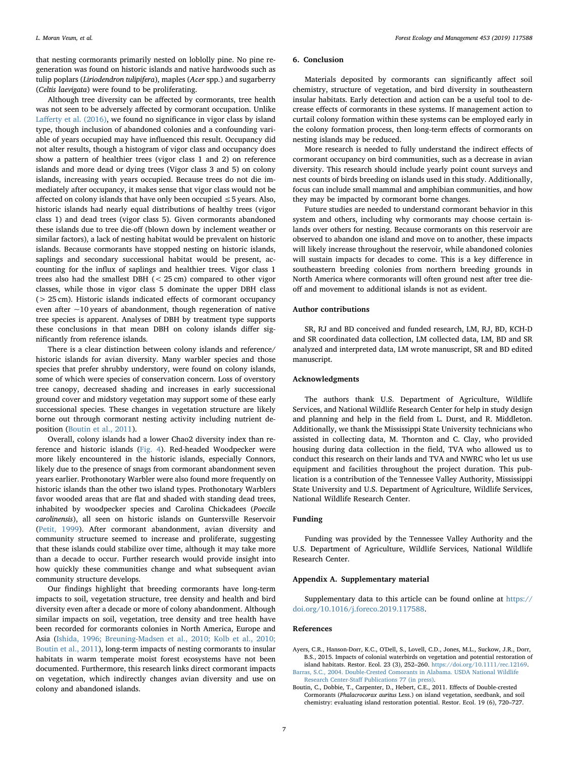that nesting cormorants primarily nested on loblolly pine. No pine regeneration was found on historic islands and native hardwoods such as tulip poplars (*Liriodendron tulipifera*), maples (*Acer* spp.) and sugarberry (*Celtis laevigata*) were found to be proliferating.

Although tree diversity can be affected by cormorants, tree health was not seen to be adversely affected by cormorant occupation. Unlike Lafferty et al. (2016), we found no significance in vigor class by island type, though inclusion of abandoned colonies and a confounding variable of years occupied may have influenced this result. Occupancy did not alter results, though a histogram of vigor class and occupancy does show a pattern of healthier trees (vigor class 1 and 2) on reference islands and more dead or dying trees (Vigor class 3 and 5) on colony islands, increasing with years occupied. Because trees do not die immediately after occupancy, it makes sense that vigor class would not be affected on colony islands that have only been occupied ≤5 years. Also, historic islands had nearly equal distributions of healthy trees (vigor class 1) and dead trees (vigor class 5). Given cormorants abandoned these islands due to tree die-off (blown down by inclement weather or similar factors), a lack of nesting habitat would be prevalent on historic islands. Because cormorants have stopped nesting on historic islands, saplings and secondary successional habitat would be present, accounting for the influx of saplings and healthier trees. Vigor class 1 trees also had the smallest DBH (< 25 cm) compared to other vigor classes, while those in vigor class 5 dominate the upper DBH class (> 25 cm). Historic islands indicated effects of cormorant occupancy even after ~10 years of abandonment, though regeneration of native tree species is apparent. Analyses of DBH by treatment type supports these conclusions in that mean DBH on colony islands differ significantly from reference islands.

There is a clear distinction between colony islands and reference/historic islands for avian diversity. Many warbler species and those species that prefer shrubby understory, were found on colony islands, some of which were species of conservation concern. Loss of overstory tree canopy, decreased shading and increases in early successional ground cover and midstory vegetation may support some of these early successional species. These changes in vegetation structure are likely borne out through cormorant nesting activity including nutrient deposition (Boutin et al., 2011).

Overall, colony islands had a lower Chao2 diversity index than reference and historic islands (Fig. 4). Red-headed Woodpecker were more likely encountered in the historic islands, especially Connors, likely due to the presence of snags from cormorant abandonment seven years earlier. Prothonotary Warbler were also found more frequently on historic islands than the other two island types. Prothonotary Warblers favor wooded areas that are flat and shaded with standing dead trees, inhabited by woodpecker species and Carolina Chickadees (*Poecile carolinensis*), all seen on historic islands on Guntersville Reservoir (Petit, 1999). After cormorant abandonment, avian diversity and community structure seemed to increase and proliferate, suggesting that these islands could stabilize over time, although it may take more than a decade to occur. Further research would provide insight into how quickly these communities change and what subsequent avian community structure develops.

Our findings highlight that breeding cormorants have long-term impacts to soil, vegetation structure, tree density and health and bird diversity even after a decade or more of colony abandonment. Although similar impacts on soil, vegetation, tree density and tree health have been recorded for cormorants colonies in North America, Europe and Asia (Ishida, 1996; Breuning-Madsen et al., 2010; Kolb et al., 2010; Boutin et al., 2011), long-term impacts of nesting cormorants to insular habitats in warm temperate moist forest ecosystems have not been documented. Furthermore, this research links direct cormorant impacts on vegetation, which indirectly changes avian diversity and use on colony and abandoned islands.

## 6. Conclusion

Materials deposited by cormorants can significantly affect soil chemistry, structure of vegetation, and bird diversity in southeastern insular habitats. Early detection and action can be a useful tool to decrease effects of cormorants in these systems. If management action to curtail colony formation within these systems can be employed early in the colony formation process, then long-term effects of cormorants on nesting islands may be reduced.

More research is needed to fully understand the indirect effects of cormorant occupancy on bird communities, such as a decrease in avian diversity. This research should include yearly point count surveys and nest counts of birds breeding on islands used in this study. Additionally, focus can include small mammal and amphibian communities, and how they may be impacted by cormorant borne changes.

Future studies are needed to understand cormorant behavior in this system and others, including why cormorants may choose certain islands over others for nesting. Because cormorants on this reservoir are observed to abandon one island and move on to another, these impacts will likely increase throughout the reservoir, while abandoned colonies will sustain impacts for decades to come. This is a key difference in southeastern breeding colonies from northern breeding grounds in North America where cormorants will often ground nest after tree die-off and movement to additional islands is not as evident.

## Author contributions

SR, RJ and BD conceived and funded research, LM, RJ, BD, KCH-D and SR coordinated data collection, LM collected data, LM, BD and SR analyzed and interpreted data, LM wrote manuscript, SR and BD edited manuscript.

## Acknowledgments

The authors thank U.S. Department of Agriculture, Wildlife Services, and National Wildlife Research Center for help in study design and planning and help in the field from L. Durst, and R. Middleton. Additionally, we thank the Mississippi State University technicians who assisted in collecting data, M. Thornton and C. Clay, who provided housing during data collection in the field, TVA who allowed us to conduct this research on their lands and TVA and NWRC who let us use equipment and facilities throughout the project duration. This publication is a contribution of the Tennessee Valley Authority, Mississippi State University and U.S. Department of Agriculture, Wildlife Services, National Wildlife Research Center.

## Funding

Funding was provided by the Tennessee Valley Authority and the U.S. Department of Agriculture, Wildlife Services, National Wildlife Research Center.

## Appendix A. Supplementary material

Supplementary data to this article can be found online at https://doi.org/10.1016/j.foreco.2019.117588.

## References

Ayers, C.R., Hanson-Dorr, K.C., O'Dell, S., Lovell, C.D., Jones, M.L., Suckow, J.R., Dorr, B.S., 2015. Impacts of colonial waterbirds on vegetation and potential restoration of island habitats. Restor. Ecol. 23 (3), 252–260. https://doi.org/10.1111/rec.12169.

Barras, S.C., 2004. Double-Crested Comorants in Alabama. USDA National Wildlife Research Center-Staff Publications 77 (in press).

Boutin, C., Dobbie, T., Carpenter, D., Hebert, C.E., 2011. Effects of Double-crested Cormorants (*Phalacrocorax auritus* Less.) on island vegetation, seedbank, and soil chemistry: evaluating island restoration potential. Restor. Ecol. 19 (6), 720–727.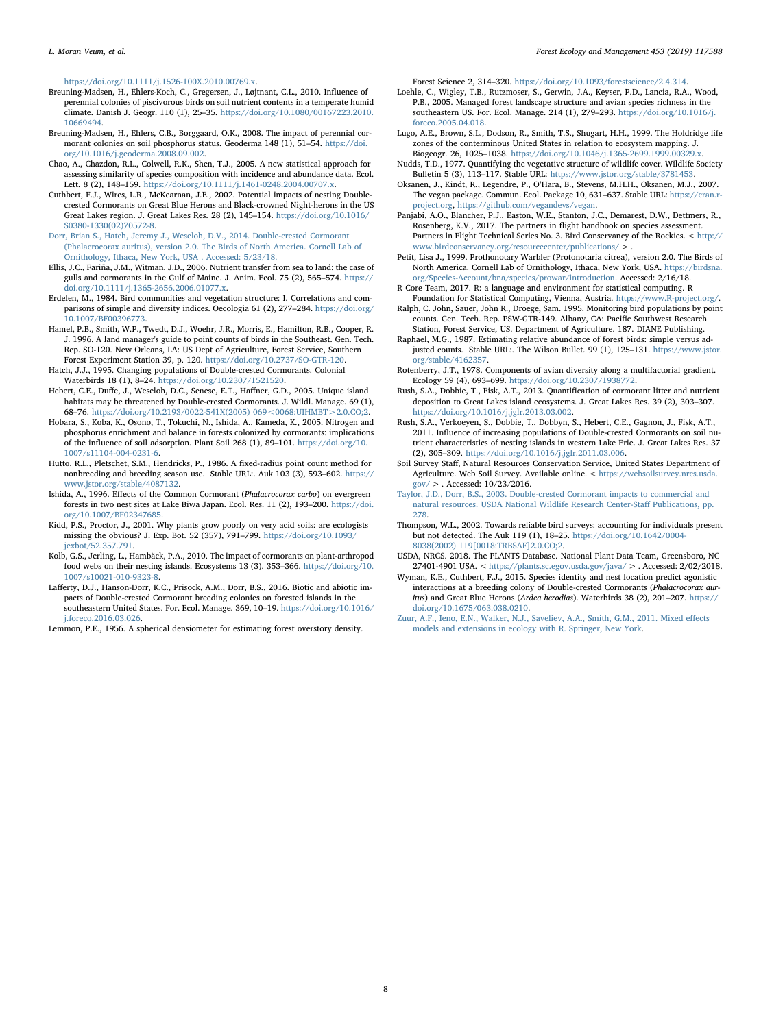https://doi.org/10.1111/j.1526-100X.2010.00769.x.

Breuning-Madsen, H., Ehlers-Koch, C., Gregersen, J., Løjtnant, C.L., 2010. Influence of perennial colonies of piscivorous birds on soil nutrient contents in a temperate humid climate. Danish J. Geogr. 110 (1), 25–35. https://doi.org/10.1080/00167223.2010.10669494.

Breuning-Madsen, H., Ehlers, C.B., Borggaard, O.K., 2008. The impact of perennial cormorant colonies on soil phosphorus status. Geoderma 148 (1), 51–54. https://doi.org/10.1016/j.geoderma.2008.09.002.

Chao, A., Chazdon, R.L., Colwell, R.K., Shen, T.J., 2005. A new statistical approach for assessing similarity of species composition with incidence and abundance data. Ecol. Lett. 8 (2), 148–159. https://doi.org/10.1111/j.1461-0248.2004.00707.x.

Cuthbert, F.J., Wires, L.R., McKearnan, J.E., 2002. Potential impacts of nesting Double-crested Cormorants on Great Blue Herons and Black-crowned Night-herons in the US Great Lakes region. J. Great Lakes Res. 28 (2), 145–154. https://doi.org/10.1016/S0380-1330(02)70572-8.

Dorr, Brian S., Hatch, Jeremy J., Weseloh, D.V., 2014. Double-crested Cormorant (Phalacrocorax auritus), version 2.0. The Birds of North America. Cornell Lab of Ornithology, Ithaca, New York, USA . Accessed: 5/23/18.

Ellis, J.C., Fariña, J.M., Witman, J.D., 2006. Nutrient transfer from sea to land: the case of gulls and cormorants in the Gulf of Maine. J. Anim. Ecol. 75 (2), 565–574. https://doi.org/10.1111/j.1365-2656.2006.01077.x.

Erdelen, M., 1984. Bird communities and vegetation structure: I. Correlations and comparisons of simple and diversity indices. Oecologia 61 (2), 277–284. https://doi.org/10.1007/BF00396773.

Hamel, P.B., Smith, W.P., Twedt, D.J., Woehr, J.R., Morris, E., Hamilton, R.B., Cooper, R. J. 1996. A land manager's guide to point counts of birds in the Southeast. Gen. Tech. Rep. SO-120. New Orleans, LA: US Dept of Agriculture, Forest Service, Southern Forest Experiment Station 39, p. 120. https://doi.org/10.2737/SO-GTR-120.

Hatch, J.J., 1995. Changing populations of Double-crested Cormorants. Colonial Waterbirds 18 (1), 8–24. https://doi.org/10.2307/1521520.

Hebert, C.E., Duffe, J., Weseloh, D.C., Senese, E.T., Haffner, G.D., 2005. Unique island habitats may be threatened by Double-crested Cormorants. J. Wildl. Manage. 69 (1), 68–76. https://doi.org/10.2193/0022-541X(2005) 069<0068:UIHMBT>2.0.CO;2.

Hobara, S., Koba, K., Osono, T., Tokuchi, N., Ishida, A., Kameda, K., 2005. Nitrogen and phosphorus enrichment and balance in forests colonized by cormorants: implications of the influence of soil adsorption. Plant Soil 268 (1), 89–101. https://doi.org/10.1007/s11104-004-0231-6.

Hutto, R.L., Pletschet, S.M., Hendricks, P., 1986. A fixed-radius point count method for nonbreeding and breeding season use. Stable URL:. Auk 103 (3), 593–602. https://www.jstor.org/stable/4087132.

Ishida, A., 1996. Effects of the Common Cormorant (*Phalacrocorax carbo*) on evergreen forests in two nest sites at Lake Biwa Japan. Ecol. Res. 11 (2), 193–200. https://doi.org/10.1007/BF02347685.

Kidd, P.S., Proctor, J., 2001. Why plants grow poorly on very acid soils: are ecologists missing the obvious? J. Exp. Bot. 52 (357), 791–799. https://doi.org/10.1093/jexbot/52.357.791.

Kolb, G.S., Jerling, L., Hambäck, P.A., 2010. The impact of cormorants on plant-arthropod food webs on their nesting islands. Ecosystems 13 (3), 353–366. https://doi.org/10.1007/s10021-010-9323-8.

Lafferty, D.J., Hanson-Dorr, K.C., Prisock, A.M., Dorr, B.S., 2016. Biotic and abiotic impacts of Double-crested Cormorant breeding colonies on forested islands in the southeastern United States. For. Ecol. Manage. 369, 10–19. https://doi.org/10.1016/j.foreco.2016.03.026.

Lemmon, P.E., 1956. A spherical densiometer for estimating forest overstory density. Forest Science 2, 314–320. https://doi.org/10.1093/forestscience/2.4.314.

Loehle, C., Wigley, T.B., Rutzmoser, S., Gerwin, J.A., Keyser, P.D., Lancia, R.A., Wood, P.B., 2005. Managed forest landscape structure and avian species richness in the southeastern US. For. Ecol. Manage. 214 (1), 279–293. https://doi.org/10.1016/j.foreco.2005.04.018.

Lugo, A.E., Brown, S.L., Dodson, R., Smith, T.S., Shugart, H.H., 1999. The Holdridge life zones of the conterminous United States in relation to ecosystem mapping. J. Biogeogr. 26, 1025–1038. https://doi.org/10.1046/j.1365-2699.1999.00329.x.

Nudds, T.D., 1977. Quantifying the vegetative structure of wildlife cover. Wildlife Society Bulletin 5 (3), 113–117. Stable URL: https://www.jstor.org/stable/3781453.

Oksanen, J., Kindt, R., Legendre, P., O'Hara, B., Stevens, M.H.H., Oksanen, M.J., 2007. The vegan package. Commun. Ecol. Package 10, 631–637. Stable URL: https://cran.r-project.org, https://github.com/vegandevs/vegan.

Panjabi, A.O., Blancher, P.J., Easton, W.E., Stanton, J.C., Demarest, D.W., Dettmers, R., Rosenberg, K.V., 2017. The partners in flight handbook on species assessment. Partners in Flight Technical Series No. 3. Bird Conservancy of the Rockies. < http://www.birdconservancy.org/resourcecenter/publications/ > .

Petit, Lisa J., 1999. Prothonotary Warbler (Protonotaria citrea), version 2.0. The Birds of North America. Cornell Lab of Ornithology, Ithaca, New York, USA. https://birdsna.org/Species-Account/bna/species/prowar/introduction. Accessed: 2/16/18.

R Core Team, 2017. R: a language and environment for statistical computing. R Foundation for Statistical Computing, Vienna, Austria. https://www.R-project.org/.

Ralph, C. John, Sauer, John R., Droege, Sam. 1995. Monitoring bird populations by point counts. Gen. Tech. Rep. PSW-GTR-149. Albany, CA: Pacific Southwest Research Station, Forest Service, US. Department of Agriculture. 187. DIANE Publishing.

Raphael, M.G., 1987. Estimating relative abundance of forest birds: simple versus adjusted counts. Stable URL:. The Wilson Bullet. 99 (1), 125–131. https://www.jstor.org/stable/4162357.

Rotenberry, J.T., 1978. Components of avian diversity along a multifactorial gradient. Ecology 59 (4), 693–699. https://doi.org/10.2307/1938772.

Rush, S.A., Dobbie, T., Fisk, A.T., 2013. Quantification of cormorant litter and nutrient deposition to Great Lakes island ecosystems. J. Great Lakes Res. 39 (2), 303–307. https://doi.org/10.1016/j.jglr.2013.03.002.

Rush, S.A., Verkoeyen, S., Dobbie, T., Dobbyn, S., Hebert, C.E., Gagnon, J., Fisk, A.T., 2011. Influence of increasing populations of Double-crested Cormorants on soil nutrient characteristics of nesting islands in western Lake Erie. J. Great Lakes Res. 37 (2), 305–309. https://doi.org/10.1016/j.jglr.2011.03.006.

Soil Survey Staff, Natural Resources Conservation Service, United States Department of Agriculture. Web Soil Survey. Available online. < https://websoilsurvey.nrcs.usda.gov/ > . Accessed: 10/23/2016.

Taylor, J.D., Dorr, B.S., 2003. Double-crested Cormorant impacts to commercial and natural resources. USDA National Wildlife Research Center-Staff Publications, pp. 278.

Thompson, W.L., 2002. Towards reliable bird surveys: accounting for individuals present but not detected. The Auk 119 (1), 18–25. https://doi.org/10.1642/0004-8038(2002) 119[0018:TRBSAF]2.0.CO;2.

USDA, NRCS. 2018. The PLANTS Database. National Plant Data Team, Greensboro, NC 27401-4901 USA. < https://plants.sc.egov.usda.gov/java/ > . Accessed: 2/02/2018.

Wyman, K.E., Cuthbert, F.J., 2015. Species identity and nest location predict agonistic interactions at a breeding colony of Double-crested Cormorants (*Phalacrocorax auritus*) and Great Blue Herons (*Ardea herodias*). Waterbirds 38 (2), 201–207. https://doi.org/10.1675/063.038.0210.

Zuur, A.F., Ieno, E.N., Walker, N.J., Saveliev, A.A., Smith, G.M., 2011. Mixed effects models and extensions in ecology with R. Springer, New York.